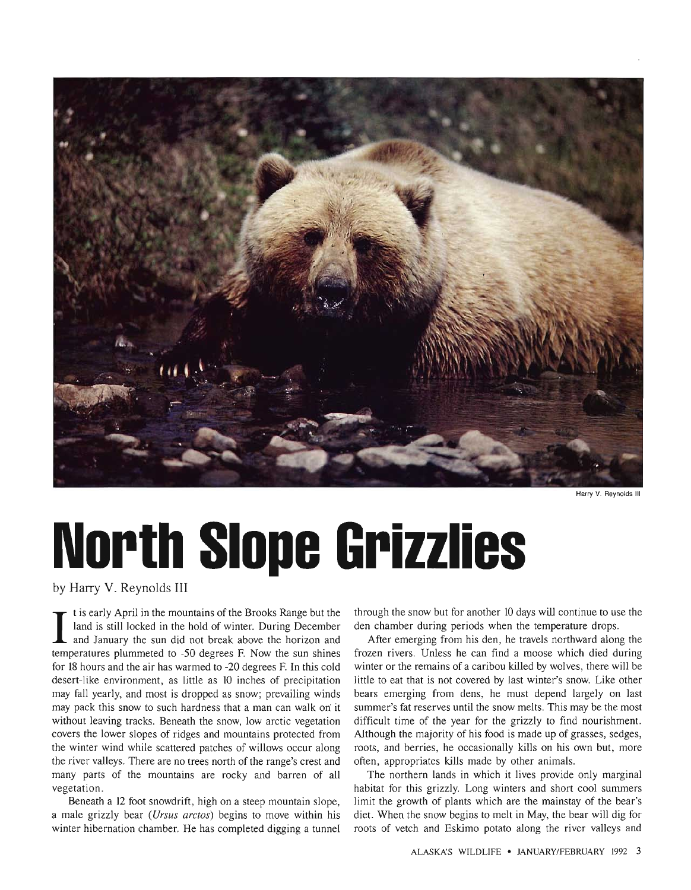Harry V. Reynolds III

# North Slope Grizzlies

by Harry V. Reynolds III

It is early April in the mountains of the Brooks Range but the land is still locked in the hold of winter. During December and January the sun did not break above the horizon and temperatures plummeted to -50 degrees F. Now the sun shines for 18 hours and the air has warmed to -20 degrees F. In this cold desert-like environment, as little as 10 inches of precipitation may fall yearly, and most is dropped as snow; prevailing winds may pack this snow to such hardness that a man can walk on it without leaving tracks. Beneath the snow, low arctic vegetation covers the lower slopes of ridges and mountains protected from the winter wind while scattered patches of willows occur along the river valleys. There are no trees north of the range's crest and many parts of the mountains are rocky and barren of all vegetation.

Beneath a 12 foot snowdrift, high on a steep mountain slope, a male grizzly bear (*Ursus arctos*) begins to move within his winter hibernation chamber. He has completed digging a tunnel through the snow but for another 10 days will continue to use the den chamber during periods when the temperature drops.

After emerging from his den, he travels northward along the frozen rivers. Unless he can find a moose which died during winter or the remains of a caribou killed by wolves, there will be little to eat that is not covered by last winter's snow. Like other bears emerging from dens, he must depend largely on last summer's fat reserves until the snow melts. This may be the most difficult time of the year for the grizzly to find nourishment. Although the majority of his food is made up of grasses, sedges, roots, and berries, he occasionally kills on his own but, more often, appropriates kills made by other animals.

The northern lands in which it lives provide only marginal habitat for this grizzly. Long winters and short cool summers limit the growth of plants which are the mainstay of the bear's diet. When the snow begins to melt in May, the bear will dig for roots of vetch and Eskimo potato along the river valleys and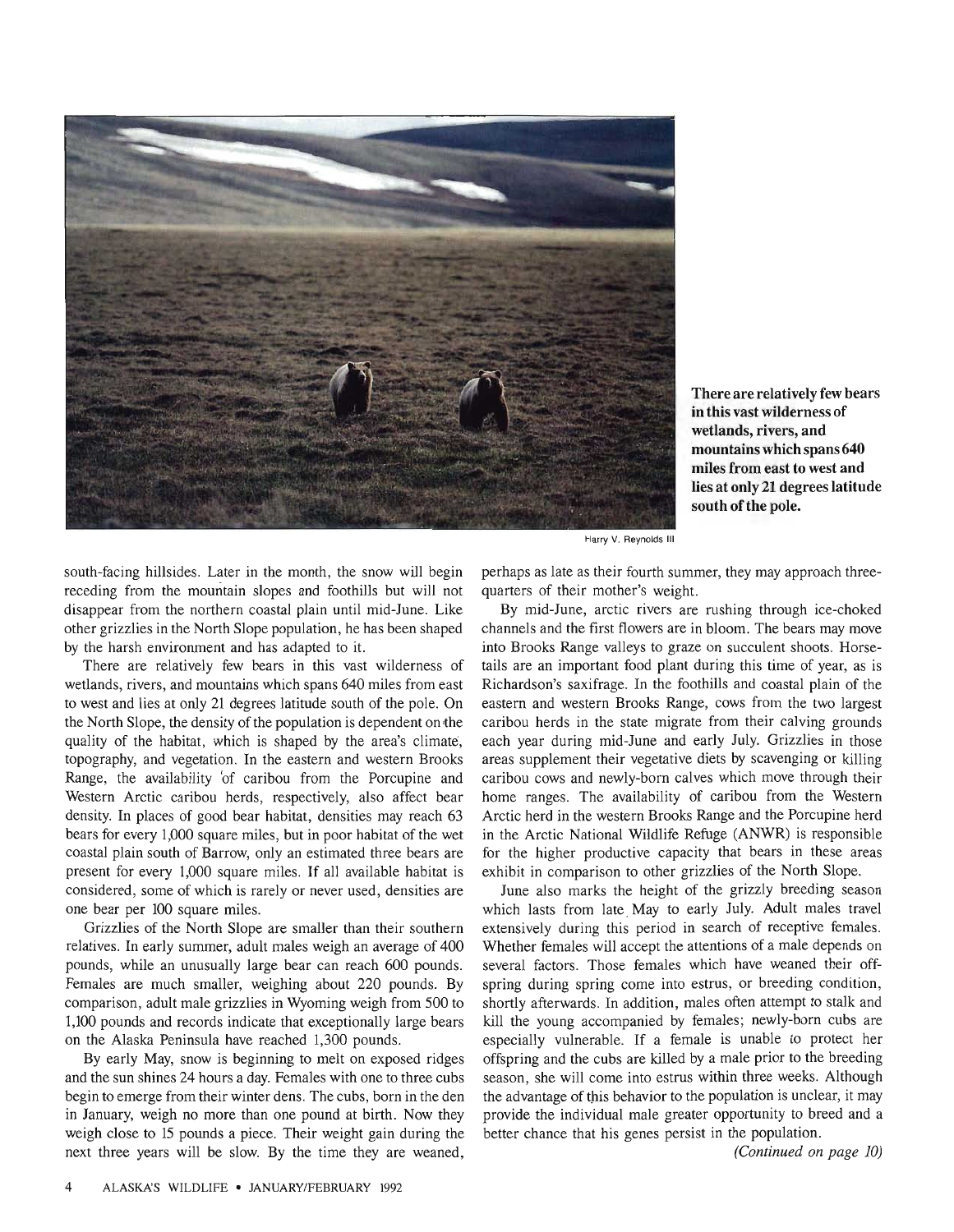There are relatively few bears in this vast wilderness of wetlands, rivers, and mountains which spans 640 miles from east to west and lies at only 21 degrees latitude south of the pole.

Harry V. Reynolds III

south-facing hillsides. Later in the month, the snow will begin receding from the mountain slopes and foothills but will not disappear from the northern coastal plain until mid-June. Like other grizzlies in the North Slope population, he has been shaped by the harsh environment and has adapted to it.

There are relatively few bears in this vast wilderness of wetlands, rivers, and mountains which spans 640 miles from east to west and lies at only 21 degrees latitude south of the pole. On the North Slope, the density of the population is dependent on the quality of the habitat, which is shaped by the area's climate, topography, and vegetation. In the eastern and western Brooks Range, the availability of caribou from the Porcupine and Western Arctic caribou herds, respectively, also affect bear density. In places of good bear habitat, densities may reach 63 bears for every 1,000 square miles, but in poor habitat of the wet coastal plain south of Barrow, only an estimated three bears are present for every 1,000 square miles. If all available habitat is considered, some of which is rarely or never used, densities are one bear per 100 square miles.

Grizzlies of the North Slope are smaller than their southern relatives. In early summer, adult males weigh an average of 400 pounds, while an unusually large bear can reach 600 pounds. Females are much smaller, weighing about 220 pounds. By comparison, adult male grizzlies in Wyoming weigh from 500 to 1,100 pounds and records indicate that exceptionally large bears on the Alaska Peninsula have reached 1,300 pounds.

By early May, snow is beginning to melt on exposed ridges and the sun shines 24 hours a day. Females with one to three cubs begin to emerge from their winter dens. The cubs, born in the den in January, weigh no more than one pound at birth. Now they weigh close to 15 pounds a piece. Their weight gain during the next three years will be slow. By the time they are weaned, perhaps as late as their fourth summer, they may approach three-quarters of their mother's weight.

By mid-June, arctic rivers are rushing through ice-choked channels and the first flowers are in bloom. The bears may move into Brooks Range valleys to graze on succulent shoots. Horsetails are an important food plant during this time of year, as is Richardson's saxifrage. In the foothills and coastal plain of the eastern and western Brooks Range, cows from the two largest caribou herds in the state migrate from their calving grounds each year during mid-June and early July. Grizzlies in those areas supplement their vegetative diets by scavenging or killing caribou cows and newly-born calves which move through their home ranges. The availability of caribou from the Western Arctic herd in the western Brooks Range and the Porcupine herd in the Arctic National Wildlife Refuge (ANWR) is responsible for the higher productive capacity that bears in these areas exhibit in comparison to other grizzlies of the North Slope.

June also marks the height of the grizzly breeding season which lasts from late May to early July. Adult males travel extensively during this period in search of receptive females. Whether females will accept the attentions of a male depends on several factors. Those females which have weaned their offspring during spring come into estrus, or breeding condition, shortly afterwards. In addition, males often attempt to stalk and kill the young accompanied by females; newly-born cubs are especially vulnerable. If a female is unable to protect her offspring and the cubs are killed by a male prior to the breeding season, she will come into estrus within three weeks. Although the advantage of this behavior to the population is unclear, it may provide the individual male greater opportunity to breed and a better chance that his genes persist in the population.

*(Continued on page 10)*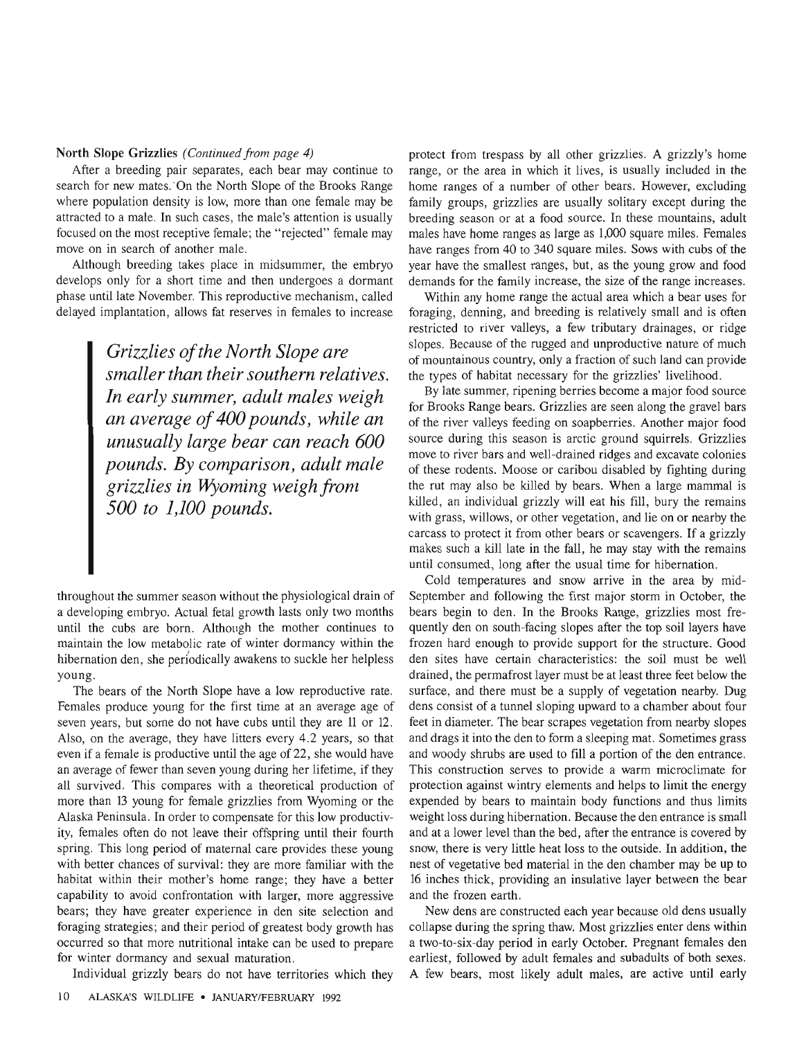**North Slope Grizzlies** *(Continued from page 4)*

After a breeding pair separates, each bear may continue to search for new mates. On the North Slope of the Brooks Range where population density is low, more than one female may be attracted to a male. In such cases, the male's attention is usually focused on the most receptive female; the "rejected" female may move on in search of another male.

Although breeding takes place in midsummer, the embryo develops only for a short time and then undergoes a dormant phase until late November. This reproductive mechanism, called delayed implantation, allows fat reserves in females to increase throughout the summer season without the physiological drain of a developing embryo. Actual fetal growth lasts only two months until the cubs are born. Although the mother continues to maintain the low metabolic rate of winter dormancy within the hibernation den, she periodically awakens to suckle her helpless young.

> *Grizzlies of the North Slope are smaller than their southern relatives. In early summer, adult males weigh an average of 400 pounds, while an unusually large bear can reach 600 pounds. By comparison, adult male grizzlies in Wyoming weigh from 500 to 1,100 pounds.*

The bears of the North Slope have a low reproductive rate. Females produce young for the first time at an average age of seven years, but some do not have cubs until they are 11 or 12. Also, on the average, they have litters every 4.2 years, so that even if a female is productive until the age of 22, she would have an average of fewer than seven young during her lifetime, if they all survived. This compares with a theoretical production of more than 13 young for female grizzlies from Wyoming or the Alaska Peninsula. In order to compensate for this low productivity, females often do not leave their offspring until their fourth spring. This long period of maternal care provides these young with better chances of survival: they are more familiar with the habitat within their mother's home range; they have a better capability to avoid confrontation with larger, more aggressive bears; they have greater experience in den site selection and foraging strategies; and their period of greatest body growth has occurred so that more nutritional intake can be used to prepare for winter dormancy and sexual maturation.

Individual grizzly bears do not have territories which they protect from trespass by all other grizzlies. A grizzly's home range, or the area in which it lives, is usually included in the home ranges of a number of other bears. However, excluding family groups, grizzlies are usually solitary except during the breeding season or at a food source. In these mountains, adult males have home ranges as large as 1,000 square miles. Females have ranges from 40 to 340 square miles. Sows with cubs of the year have the smallest ranges, but, as the young grow and food demands for the family increase, the size of the range increases.

Within any home range the actual area which a bear uses for foraging, denning, and breeding is relatively small and is often restricted to river valleys, a few tributary drainages, or ridge slopes. Because of the rugged and unproductive nature of much of mountainous country, only a fraction of such land can provide the types of habitat necessary for the grizzlies' livelihood.

By late summer, ripening berries become a major food source for Brooks Range bears. Grizzlies are seen along the gravel bars of the river valleys feeding on soapberries. Another major food source during this season is arctic ground squirrels. Grizzlies move to river bars and well-drained ridges and excavate colonies of these rodents. Moose or caribou disabled by fighting during the rut may also be killed by bears. When a large mammal is killed, an individual grizzly will eat his fill, bury the remains with grass, willows, or other vegetation, and lie on or nearby the carcass to protect it from other bears or scavengers. If a grizzly makes such a kill late in the fall, he may stay with the remains until consumed, long after the usual time for hibernation.

Cold temperatures and snow arrive in the area by mid-September and following the first major storm in October, the bears begin to den. In the Brooks Range, grizzlies most frequently den on south-facing slopes after the top soil layers have frozen hard enough to provide support for the structure. Good den sites have certain characteristics: the soil must be well drained, the permafrost layer must be at least three feet below the surface, and there must be a supply of vegetation nearby. Dug dens consist of a tunnel sloping upward to a chamber about four feet in diameter. The bear scrapes vegetation from nearby slopes and drags it into the den to form a sleeping mat. Sometimes grass and woody shrubs are used to fill a portion of the den entrance. This construction serves to provide a warm microclimate for protection against wintry elements and helps to limit the energy expended by bears to maintain body functions and thus limits weight loss during hibernation. Because the den entrance is small and at a lower level than the bed, after the entrance is covered by snow, there is very little heat loss to the outside. In addition, the nest of vegetative bed material in the den chamber may be up to 16 inches thick, providing an insulative layer between the bear and the frozen earth.

New dens are constructed each year because old dens usually collapse during the spring thaw. Most grizzlies enter dens within a two-to-six-day period in early October. Pregnant females den earliest, followed by adult females and subadults of both sexes. A few bears, most likely adult males, are active until early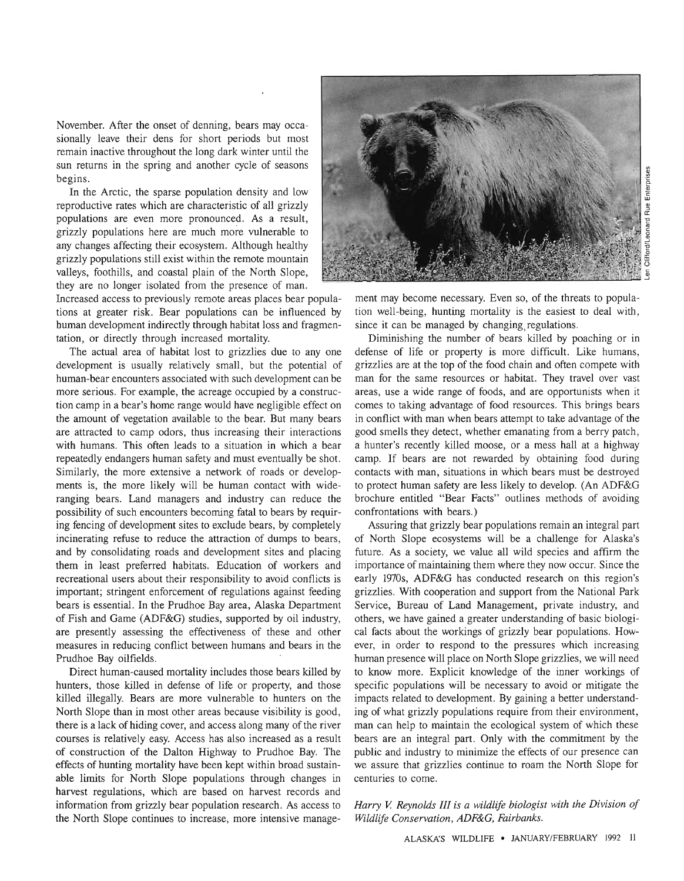November. After the onset of denning, bears may occasionally leave their dens for short periods but most remain inactive throughout the long dark winter until the sun returns in the spring and another cycle of seasons begins.

In the Arctic, the sparse population density and low reproductive rates which are characteristic of all grizzly populations are even more pronounced. As a result, grizzly populations here are much more vulnerable to any changes affecting their ecosystem. Although healthy grizzly populations still exist within the remote mountain valleys, foothills, and coastal plain of the North Slope, they are no longer isolated from the presence of man. Increased access to previously remote areas places bear populations at greater risk. Bear populations can be influenced by human development indirectly through habitat loss and fragmentation, or directly through increased mortality.

The actual area of habitat lost to grizzlies due to any one development is usually relatively small, but the potential of human-bear encounters associated with such development can be more serious. For example, the acreage occupied by a construction camp in a bear's home range would have negligible effect on the amount of vegetation available to the bear. But many bears are attracted to camp odors, thus increasing their interactions with humans. This often leads to a situation in which a bear repeatedly endangers human safety and must eventually be shot. Similarly, the more extensive a network of roads or developments is, the more likely will be human contact with wide-ranging bears. Land managers and industry can reduce the possibility of such encounters becoming fatal to bears by requiring fencing of development sites to exclude bears, by completely incinerating refuse to reduce the attraction of dumps to bears, and by consolidating roads and development sites and placing them in least preferred habitats. Education of workers and recreational users about their responsibility to avoid conflicts is important; stringent enforcement of regulations against feeding bears is essential. In the Prudhoe Bay area, Alaska Department of Fish and Game (ADF&G) studies, supported by oil industry, are presently assessing the effectiveness of these and other measures in reducing conflict between humans and bears in the Prudhoe Bay oilfields.

Direct human-caused mortality includes those bears killed by hunters, those killed in defense of life or property, and those killed illegally. Bears are more vulnerable to hunters on the North Slope than in most other areas because visibility is good, there is a lack of hiding cover, and access along many of the river courses is relatively easy. Access has also increased as a result of construction of the Dalton Highway to Prudhoe Bay. The effects of hunting mortality have been kept within broad sustainable limits for North Slope populations through changes in harvest regulations, which are based on harvest records and information from grizzly bear population research. As access to the North Slope continues to increase, more intensive management may become necessary. Even so, of the threats to population well-being, hunting mortality is the easiest to deal with, since it can be managed by changing regulations.

Diminishing the number of bears killed by poaching or in defense of life or property is more difficult. Like humans, grizzlies are at the top of the food chain and often compete with man for the same resources or habitat. They travel over vast areas, use a wide range of foods, and are opportunists when it comes to taking advantage of food resources. This brings bears in conflict with man when bears attempt to take advantage of the good smells they detect, whether emanating from a berry patch, a hunter's recently killed moose, or a mess hall at a highway camp. If bears are not rewarded by obtaining food during contacts with man, situations in which bears must be destroyed to protect human safety are less likely to develop. (An ADF&G brochure entitled "Bear Facts" outlines methods of avoiding confrontations with bears.)

Assuring that grizzly bear populations remain an integral part of North Slope ecosystems will be a challenge for Alaska's future. As a society, we value all wild species and affirm the importance of maintaining them where they now occur. Since the early 1970s, ADF&G has conducted research on this region's grizzlies. With cooperation and support from the National Park Service, Bureau of Land Management, private industry, and others, we have gained a greater understanding of basic biological facts about the workings of grizzly bear populations. However, in order to respond to the pressures which increasing human presence will place on North Slope grizzlies, we will need to know more. Explicit knowledge of the inner workings of specific populations will be necessary to avoid or mitigate the impacts related to development. By gaining a better understanding of what grizzly populations require from their environment, man can help to maintain the ecological system of which these bears are an integral part. Only with the commitment by the public and industry to minimize the effects of our presence can we assure that grizzlies continue to roam the North Slope for centuries to come.

*Harry V. Reynolds III is a wildlife biologist with the Division of Wildlife Conservation, ADF&G, Fairbanks.*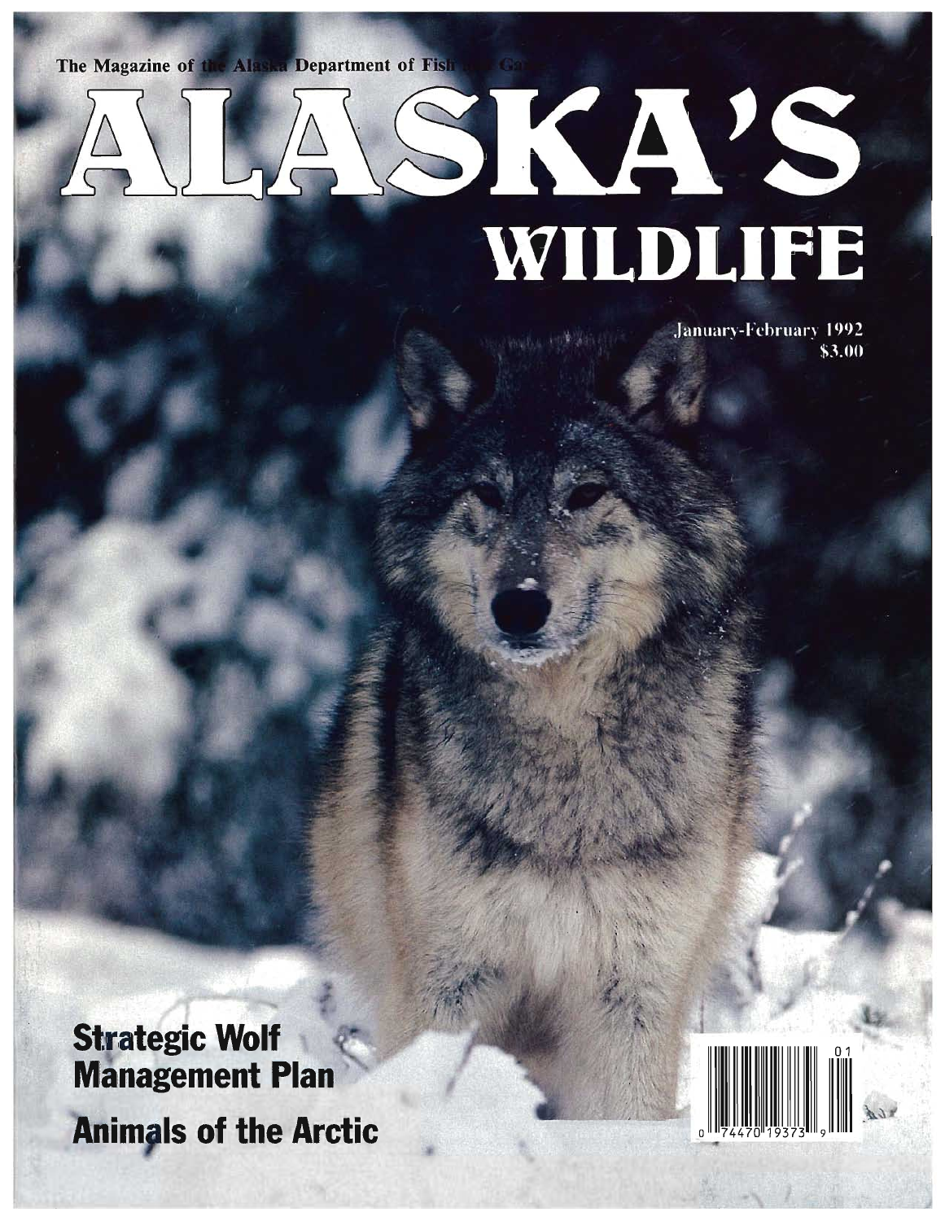The Magazine of the Alaska Department of Fish and Game

# ALASKA'S WILDLIFE

January-February 1992
$3.00

**Strategic Wolf Management Plan**

**Animals of the Arctic**